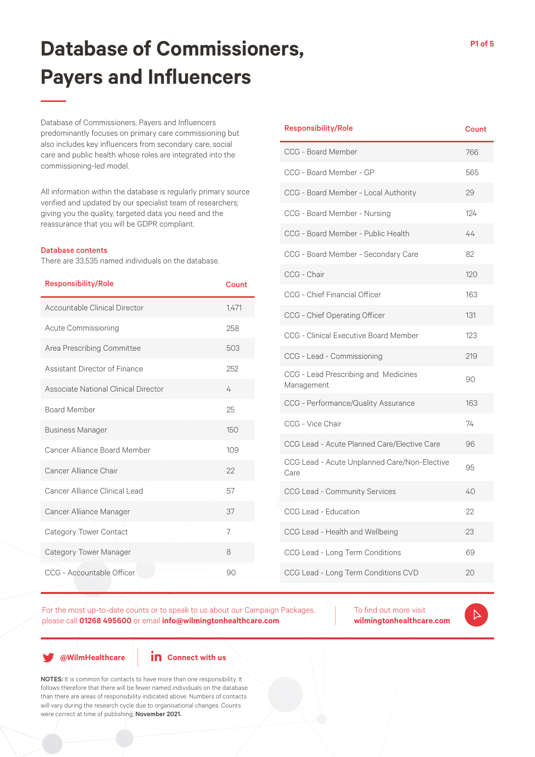# Database of Commissioners, Payers and Influencers

Database of Commissioners, Payers and Influencers predominantly focuses on primary care commissioning but also includes key influencers from secondary care, social care and public health whose roles are integrated into the commissioning-led model.

All information within the database is regularly primary source verified and updated by our specialist team of researchers; giving you the quality, targeted data you need and the reassurance that you will be GDPR compliant.

**Database contents**

There are 33,535 named individuals on the database.

| Responsibility/Role | Count |
|---|---|
| Accountable Clinical Director | 1,471 |
| Acute Commissioning | 258 |
| Area Prescribing Committee | 503 |
| Assistant Director of Finance | 252 |
| Associate National Clinical Director | 4 |
| Board Member | 25 |
| Business Manager | 150 |
| Cancer Alliance Board Member | 109 |
| Cancer Alliance Chair | 22 |
| Cancer Alliance Clinical Lead | 57 |
| Cancer Alliance Manager | 37 |
| Category Tower Contact | 7 |
| Category Tower Manager | 8 |
| CCG - Accountable Officer | 90 |
| CCG - Board Member | 766 |
| CCG - Board Member - GP | 565 |
| CCG - Board Member - Local Authority | 29 |
| CCG - Board Member - Nursing | 124 |
| CCG - Board Member - Public Health | 44 |
| CCG - Board Member - Secondary Care | 82 |
| CCG - Chair | 120 |
| CCG - Chief Financial Officer | 163 |
| CCG - Chief Operating Officer | 131 |
| CCG - Clinical Executive Board Member | 123 |
| CCG - Lead - Commissioning | 219 |
| CCG - Lead Prescribing and Medicines Management | 90 |
| CCG - Performance/Quality Assurance | 163 |
| CCG - Vice Chair | 74 |
| CCG Lead - Acute Planned Care/Elective Care | 96 |
| CCG Lead - Acute Unplanned Care/Non-Elective Care | 95 |
| CCG Lead - Community Services | 40 |
| CCG Lead - Education | 22 |
| CCG Lead - Health and Wellbeing | 23 |
| CCG Lead - Long Term Conditions | 69 |
| CCG Lead - Long Term Conditions CVD | 20 |

For the most up-to-date counts or to speak to us about our Campaign Packages, please call **01268 495600** or email **info@wilmingtonhealthcare.com**

To find out more visit **wilmingtonhealthcare.com**

**@WilmHealthcare** | **Connect with us**

**NOTES:** It is common for contacts to have more than one responsibility. It follows therefore that there will be fewer named individuals on the database than there are areas of responsibility indicated above. Numbers of contacts will vary during the research cycle due to organisational changes. Counts were correct at time of publishing; **November 2021.**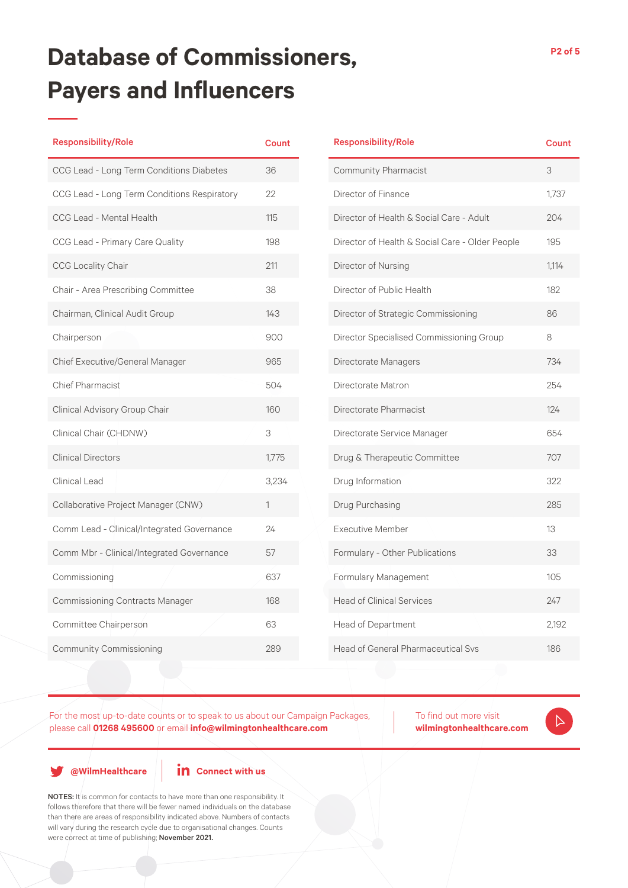# Database of Commissioners, Payers and Influencers

| Responsibility/Role | Count |
|---|---|
| CCG Lead - Long Term Conditions Diabetes | 36 |
| CCG Lead - Long Term Conditions Respiratory | 22 |
| CCG Lead - Mental Health | 115 |
| CCG Lead - Primary Care Quality | 198 |
| CCG Locality Chair | 211 |
| Chair - Area Prescribing Committee | 38 |
| Chairman, Clinical Audit Group | 143 |
| Chairperson | 900 |
| Chief Executive/General Manager | 965 |
| Chief Pharmacist | 504 |
| Clinical Advisory Group Chair | 160 |
| Clinical Chair (CHDNW) | 3 |
| Clinical Directors | 1,775 |
| Clinical Lead | 3,234 |
| Collaborative Project Manager (CNW) | 1 |
| Comm Lead - Clinical/Integrated Governance | 24 |
| Comm Mbr - Clinical/Integrated Governance | 57 |
| Commissioning | 637 |
| Commissioning Contracts Manager | 168 |
| Committee Chairperson | 63 |
| Community Commissioning | 289 |

| Responsibility/Role | Count |
|---|---|
| Community Pharmacist | 3 |
| Director of Finance | 1,737 |
| Director of Health & Social Care - Adult | 204 |
| Director of Health & Social Care - Older People | 195 |
| Director of Nursing | 1,114 |
| Director of Public Health | 182 |
| Director of Strategic Commissioning | 86 |
| Director Specialised Commissioning Group | 8 |
| Directorate Managers | 734 |
| Directorate Matron | 254 |
| Directorate Pharmacist | 124 |
| Directorate Service Manager | 654 |
| Drug & Therapeutic Committee | 707 |
| Drug Information | 322 |
| Drug Purchasing | 285 |
| Executive Member | 13 |
| Formulary - Other Publications | 33 |
| Formulary Management | 105 |
| Head of Clinical Services | 247 |
| Head of Department | 2,192 |
| Head of General Pharmaceutical Svs | 186 |

For the most up-to-date counts or to speak to us about our Campaign Packages, please call **01268 495600** or email **info@wilmingtonhealthcare.com**

To find out more visit **wilmingtonhealthcare.com**

**@WilmHealthcare**

**Connect with us**

**NOTES:** It is common for contacts to have more than one responsibility. It follows therefore that there will be fewer named individuals on the database than there are areas of responsibility indicated above. Numbers of contacts will vary during the research cycle due to organisational changes. Counts were correct at time of publishing; **November 2021.**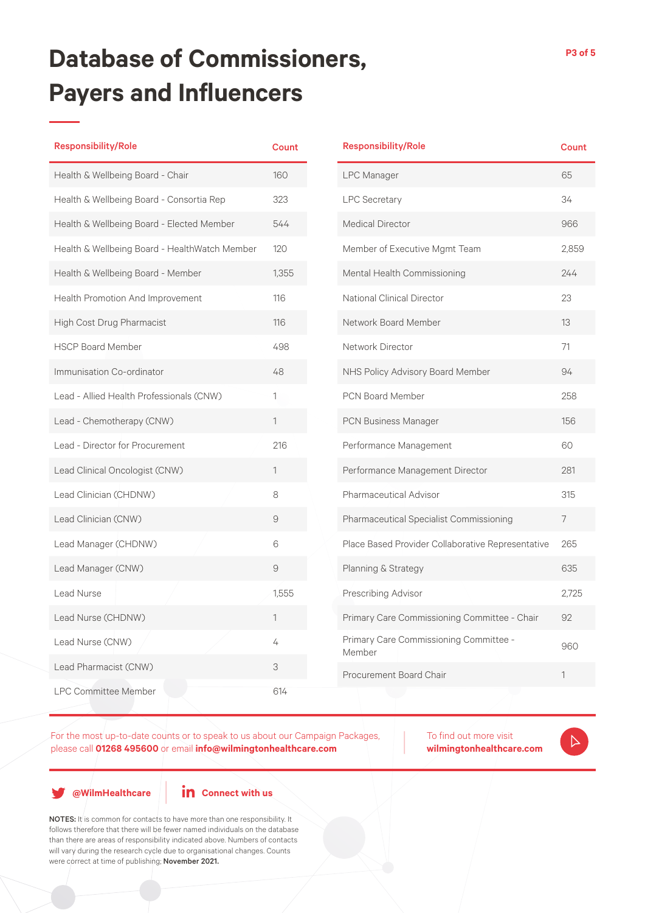# Database of Commissioners, Payers and Influencers

| Responsibility/Role | Count |
| --- | --- |
| Health & Wellbeing Board - Chair | 160 |
| Health & Wellbeing Board - Consortia Rep | 323 |
| Health & Wellbeing Board - Elected Member | 544 |
| Health & Wellbeing Board - HealthWatch Member | 120 |
| Health & Wellbeing Board - Member | 1,355 |
| Health Promotion And Improvement | 116 |
| High Cost Drug Pharmacist | 116 |
| HSCP Board Member | 498 |
| Immunisation Co-ordinator | 48 |
| Lead - Allied Health Professionals (CNW) | 1 |
| Lead - Chemotherapy (CNW) | 1 |
| Lead - Director for Procurement | 216 |
| Lead Clinical Oncologist (CNW) | 1 |
| Lead Clinician (CHDNW) | 8 |
| Lead Clinician (CNW) | 9 |
| Lead Manager (CHDNW) | 6 |
| Lead Manager (CNW) | 9 |
| Lead Nurse | 1,555 |
| Lead Nurse (CHDNW) | 1 |
| Lead Nurse (CNW) | 4 |
| Lead Pharmacist (CNW) | 3 |
| LPC Committee Member | 614 |

| Responsibility/Role | Count |
| --- | --- |
| LPC Manager | 65 |
| LPC Secretary | 34 |
| Medical Director | 966 |
| Member of Executive Mgmt Team | 2,859 |
| Mental Health Commissioning | 244 |
| National Clinical Director | 23 |
| Network Board Member | 13 |
| Network Director | 71 |
| NHS Policy Advisory Board Member | 94 |
| PCN Board Member | 258 |
| PCN Business Manager | 156 |
| Performance Management | 60 |
| Performance Management Director | 281 |
| Pharmaceutical Advisor | 315 |
| Pharmaceutical Specialist Commissioning | 7 |
| Place Based Provider Collaborative Representative | 265 |
| Planning & Strategy | 635 |
| Prescribing Advisor | 2,725 |
| Primary Care Commissioning Committee - Chair | 92 |
| Primary Care Commissioning Committee - Member | 960 |
| Procurement Board Chair | 1 |

For the most up-to-date counts or to speak to us about our Campaign Packages, please call **01268 495600** or email **info@wilmingtonhealthcare.com**

To find out more visit **wilmingtonhealthcare.com**

**@WilmHealthcare**

**Connect with us**

**NOTES:** It is common for contacts to have more than one responsibility. It follows therefore that there will be fewer named individuals on the database than there are areas of responsibility indicated above. Numbers of contacts will vary during the research cycle due to organisational changes. Counts were correct at time of publishing; **November 2021.**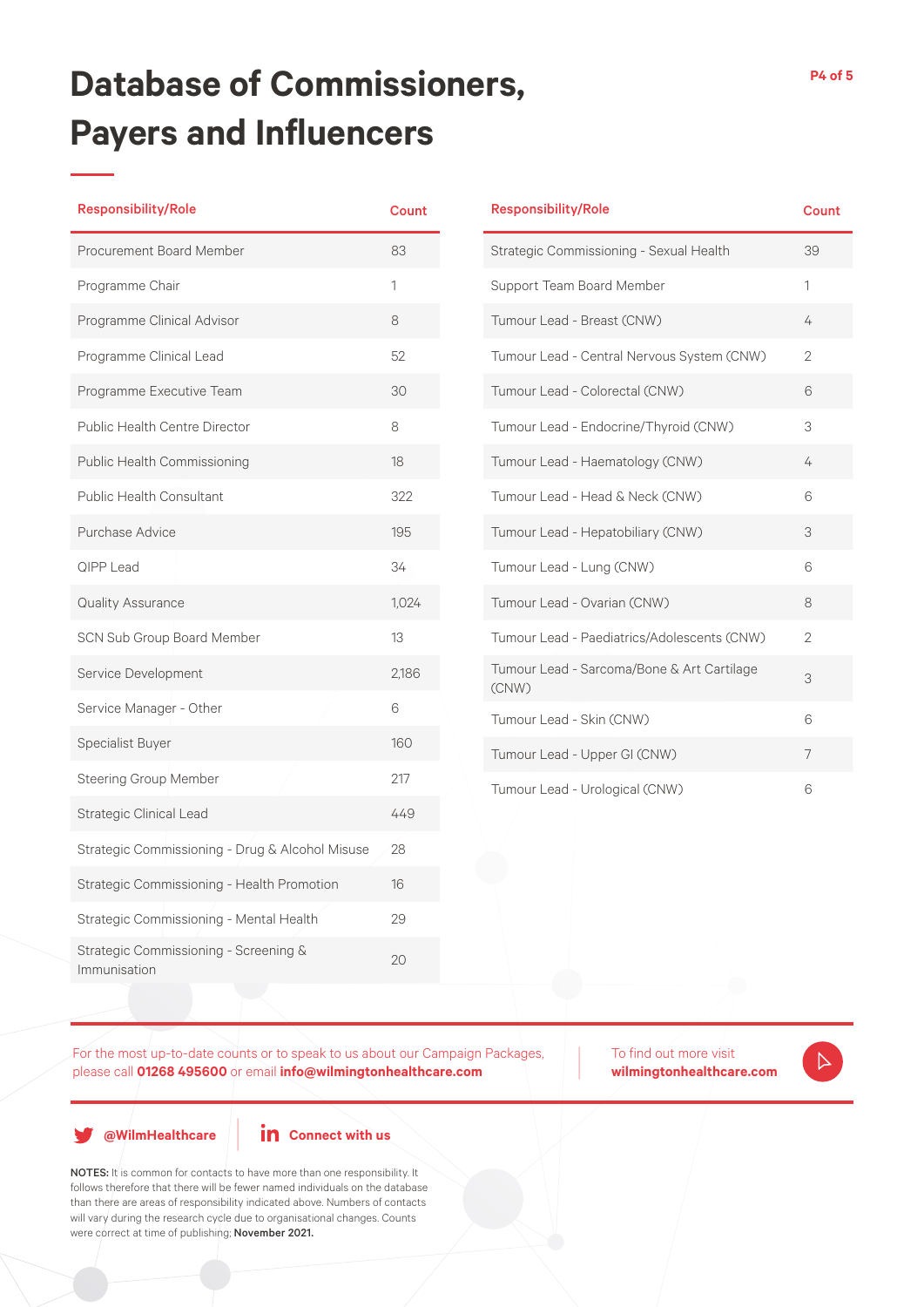# Database of Commissioners, Payers and Influencers

| Responsibility/Role | Count |
|---|---|
| Procurement Board Member | 83 |
| Programme Chair | 1 |
| Programme Clinical Advisor | 8 |
| Programme Clinical Lead | 52 |
| Programme Executive Team | 30 |
| Public Health Centre Director | 8 |
| Public Health Commissioning | 18 |
| Public Health Consultant | 322 |
| Purchase Advice | 195 |
| QIPP Lead | 34 |
| Quality Assurance | 1,024 |
| SCN Sub Group Board Member | 13 |
| Service Development | 2,186 |
| Service Manager - Other | 6 |
| Specialist Buyer | 160 |
| Steering Group Member | 217 |
| Strategic Clinical Lead | 449 |
| Strategic Commissioning - Drug & Alcohol Misuse | 28 |
| Strategic Commissioning - Health Promotion | 16 |
| Strategic Commissioning - Mental Health | 29 |
| Strategic Commissioning - Screening & Immunisation | 20 |

| Responsibility/Role | Count |
|---|---|
| Strategic Commissioning - Sexual Health | 39 |
| Support Team Board Member | 1 |
| Tumour Lead - Breast (CNW) | 4 |
| Tumour Lead - Central Nervous System (CNW) | 2 |
| Tumour Lead - Colorectal (CNW) | 6 |
| Tumour Lead - Endocrine/Thyroid (CNW) | 3 |
| Tumour Lead - Haematology (CNW) | 4 |
| Tumour Lead - Head & Neck (CNW) | 6 |
| Tumour Lead - Hepatobiliary (CNW) | 3 |
| Tumour Lead - Lung (CNW) | 6 |
| Tumour Lead - Ovarian (CNW) | 8 |
| Tumour Lead - Paediatrics/Adolescents (CNW) | 2 |
| Tumour Lead - Sarcoma/Bone & Art Cartilage (CNW) | 3 |
| Tumour Lead - Skin (CNW) | 6 |
| Tumour Lead - Upper GI (CNW) | 7 |
| Tumour Lead - Urological (CNW) | 6 |

For the most up-to-date counts or to speak to us about our Campaign Packages, please call **01268 495600** or email **info@wilmingtonhealthcare.com**

To find out more visit **wilmingtonhealthcare.com**

**@WilmHealthcare**

**Connect with us**

**NOTES:** It is common for contacts to have more than one responsibility. It follows therefore that there will be fewer named individuals on the database than there are areas of responsibility indicated above. Numbers of contacts will vary during the research cycle due to organisational changes. Counts were correct at time of publishing; **November 2021.**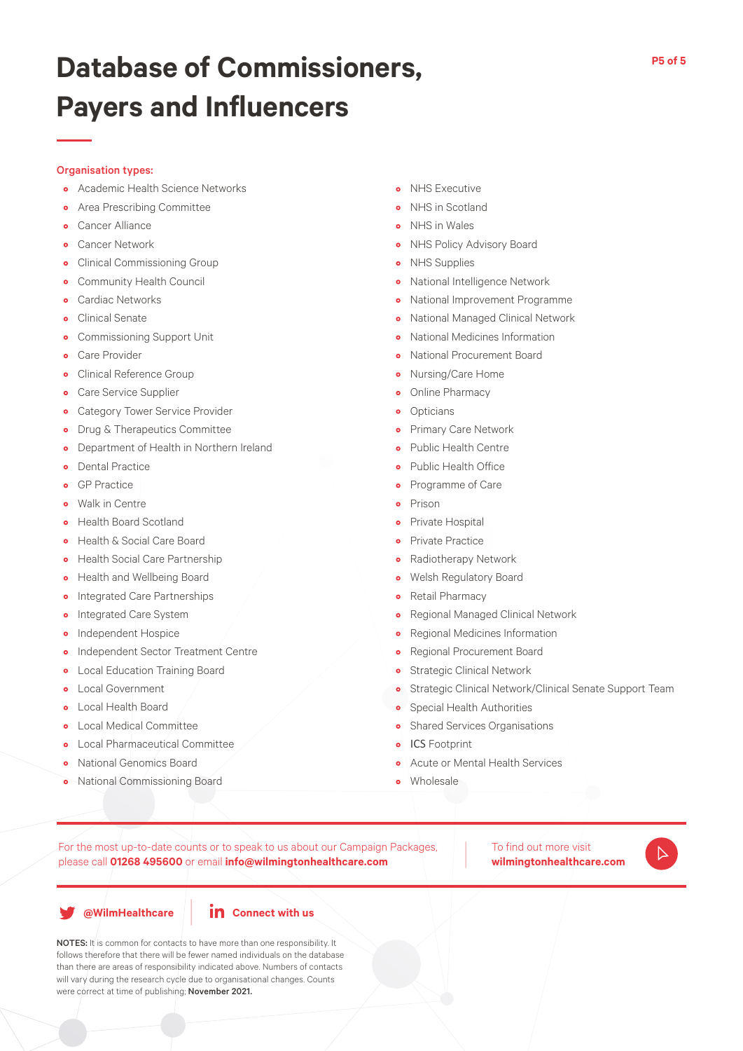# Database of Commissioners, Payers and Influencers

**Organisation types:**

- Academic Health Science Networks
- Area Prescribing Committee
- Cancer Alliance
- Cancer Network
- Clinical Commissioning Group
- Community Health Council
- Cardiac Networks
- Clinical Senate
- Commissioning Support Unit
- Care Provider
- Clinical Reference Group
- Care Service Supplier
- Category Tower Service Provider
- Drug & Therapeutics Committee
- Department of Health in Northern Ireland
- Dental Practice
- GP Practice
- Walk in Centre
- Health Board Scotland
- Health & Social Care Board
- Health Social Care Partnership
- Health and Wellbeing Board
- Integrated Care Partnerships
- Integrated Care System
- Independent Hospice
- Independent Sector Treatment Centre
- Local Education Training Board
- Local Government
- Local Health Board
- Local Medical Committee
- Local Pharmaceutical Committee
- National Genomics Board
- National Commissioning Board
- NHS Executive
- NHS in Scotland
- NHS in Wales
- NHS Policy Advisory Board
- NHS Supplies
- National Intelligence Network
- National Improvement Programme
- National Managed Clinical Network
- National Medicines Information
- National Procurement Board
- Nursing/Care Home
- Online Pharmacy
- Opticians
- Primary Care Network
- Public Health Centre
- Public Health Office
- Programme of Care
- Prison
- Private Hospital
- Private Practice
- Radiotherapy Network
- Welsh Regulatory Board
- Retail Pharmacy
- Regional Managed Clinical Network
- Regional Medicines Information
- Regional Procurement Board
- Strategic Clinical Network
- Strategic Clinical Network/Clinical Senate Support Team
- Special Health Authorities
- Shared Services Organisations
- ICS Footprint
- Acute or Mental Health Services
- Wholesale

For the most up-to-date counts or to speak to us about our Campaign Packages, please call **01268 495600** or email **info@wilmingtonhealthcare.com**

To find out more visit **wilmingtonhealthcare.com**

**@WilmHealthcare**

**Connect with us**

**NOTES:** It is common for contacts to have more than one responsibility. It follows therefore that there will be fewer named individuals on the database than there are areas of responsibility indicated above. Numbers of contacts will vary during the research cycle due to organisational changes. Counts were correct at time of publishing; **November 2021.**